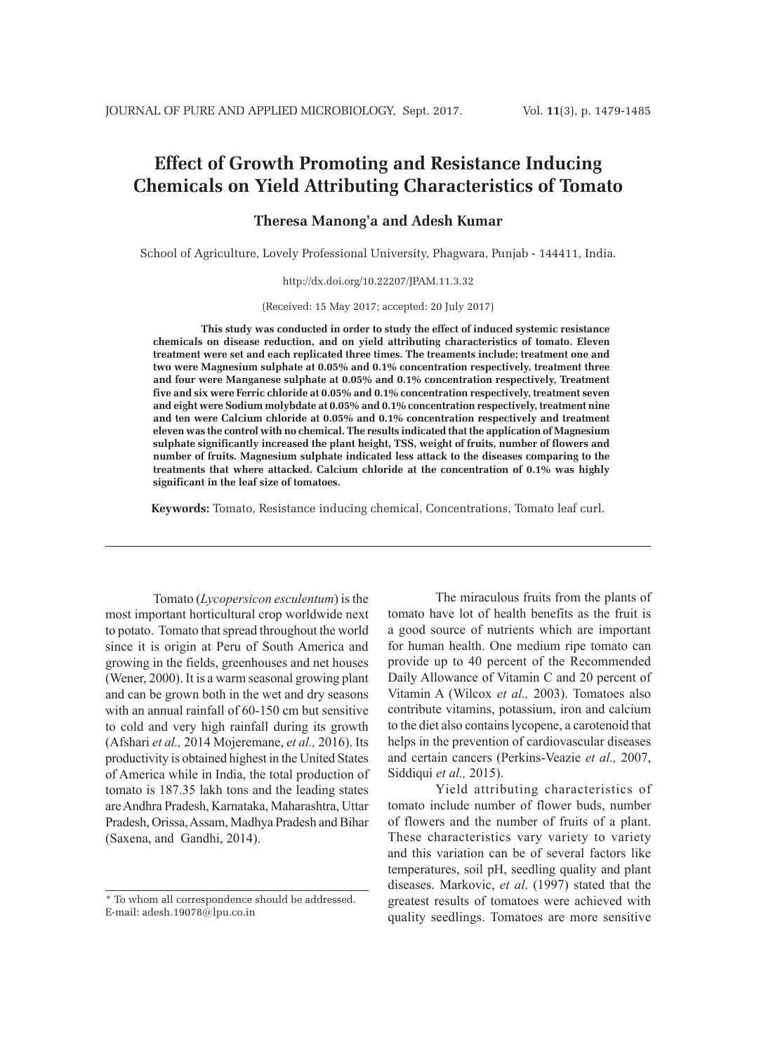# Effect of Growth Promoting and Resistance Inducing Chemicals on Yield Attributing Characteristics of Tomato

**Theresa Manong'a and Adesh Kumar**

School of Agriculture, Lovely Professional University, Phagwara, Punjab - 144411, India.

http://dx.doi.org/10.22207/JPAM.11.3.32

(Received: 15 May 2017; accepted: 20 July 2017)

**This study was conducted in order to study the effect of induced systemic resistance chemicals on disease reduction, and on yield attributing characteristics of tomato. Eleven treatment were set and each replicated three times. The treaments include; treatment one and two were Magnesium sulphate at 0.05% and 0.1% concentration respectively, treatment three and four were Manganese sulphate at 0.05% and 0.1% concentration respectively, Treatment five and six were Ferric chloride at 0.05% and 0.1% concentration respectively, treatment seven and eight were Sodium molybdate at 0.05% and 0.1% concentration respectively, treatment nine and ten were Calcium chloride at 0.05% and 0.1% concentration respectively and treatment eleven was the control with no chemical. The results indicated that the application of Magnesium sulphate significantly increased the plant height, TSS, weight of fruits, number of flowers and number of fruits. Magnesium sulphate indicated less attack to the diseases comparing to the treatments that where attacked. Calcium chloride at the concentration of 0.1% was highly significant in the leaf size of tomatoes.**

**Keywords:** Tomato, Resistance inducing chemical, Concentrations, Tomato leaf curl.

Tomato (*Lycopersicon esculentum*) is the most important horticultural crop worldwide next to potato. Tomato that spread throughout the world since it is origin at Peru of South America and growing in the fields, greenhouses and net houses (Wener, 2000). It is a warm seasonal growing plant and can be grown both in the wet and dry seasons with an annual rainfall of 60-150 cm but sensitive to cold and very high rainfall during its growth (Afshari *et al.,* 2014 Mojeremane, *et al.,* 2016). Its productivity is obtained highest in the United States of America while in India, the total production of tomato is 187.35 lakh tons and the leading states are Andhra Pradesh, Karnataka, Maharashtra, Uttar Pradesh, Orissa, Assam, Madhya Pradesh and Bihar (Saxena, and Gandhi, 2014).

The miraculous fruits from the plants of tomato have lot of health benefits as the fruit is a good source of nutrients which are important for human health. One medium ripe tomato can provide up to 40 percent of the Recommended Daily Allowance of Vitamin C and 20 percent of Vitamin A (Wilcox *et al.,* 2003). Tomatoes also contribute vitamins, potassium, iron and calcium to the diet also contains lycopene, a carotenoid that helps in the prevention of cardiovascular diseases and certain cancers (Perkins-Veazie *et al.,* 2007, Siddiqui *et al.,* 2015).

Yield attributing characteristics of tomato include number of flower buds, number of flowers and the number of fruits of a plant. These characteristics vary variety to variety and this variation can be of several factors like temperatures, soil pH, seedling quality and plant diseases. Markovic, *et al*. (1997) stated that the greatest results of tomatoes were achieved with quality seedlings. Tomatoes are more sensitive

\* To whom all correspondence should be addressed. E-mail: adesh.19078@lpu.co.in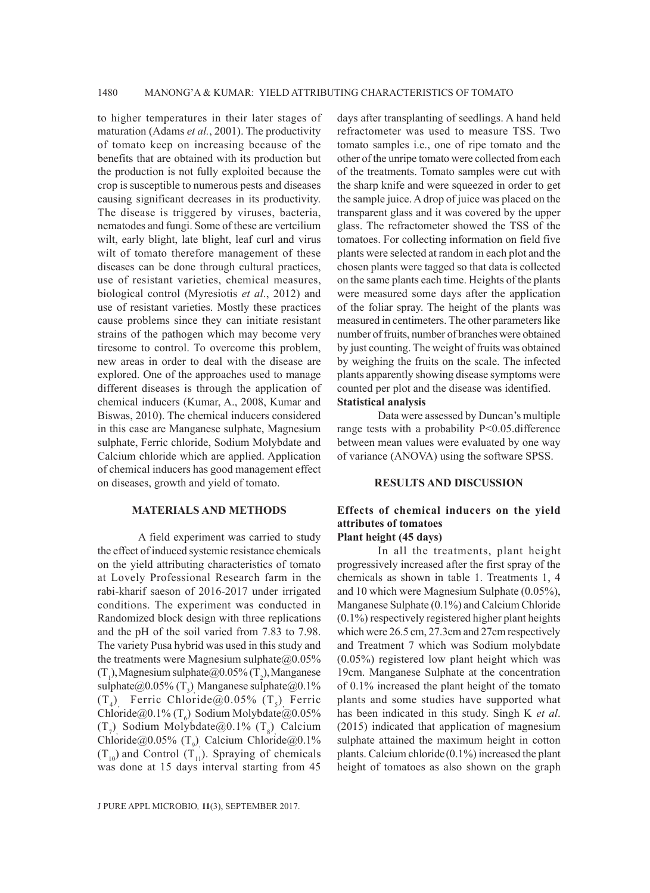to higher temperatures in their later stages of maturation (Adams *et al.*, 2001). The productivity of tomato keep on increasing because of the benefits that are obtained with its production but the production is not fully exploited because the crop is susceptible to numerous pests and diseases causing significant decreases in its productivity. The disease is triggered by viruses, bacteria, nematodes and fungi. Some of these are vertcilium wilt, early blight, late blight, leaf curl and virus wilt of tomato therefore management of these diseases can be done through cultural practices, use of resistant varieties, chemical measures, biological control (Myresiotis *et al*., 2012) and use of resistant varieties. Mostly these practices cause problems since they can initiate resistant strains of the pathogen which may become very tiresome to control. To overcome this problem, new areas in order to deal with the disease are explored. One of the approaches used to manage different diseases is through the application of chemical inducers (Kumar, A., 2008, Kumar and Biswas, 2010). The chemical inducers considered in this case are Manganese sulphate, Magnesium sulphate, Ferric chloride, Sodium Molybdate and Calcium chloride which are applied. Application of chemical inducers has good management effect on diseases, growth and yield of tomato.

## MATERIALS AND METHODS

A field experiment was carried to study the effect of induced systemic resistance chemicals on the yield attributing characteristics of tomato at Lovely Professional Research farm in the rabi-kharif saeson of 2016-2017 under irrigated conditions. The experiment was conducted in Randomized block design with three replications and the pH of the soil varied from 7.83 to 7.98. The variety Pusa hybrid was used in this study and the treatments were Magnesium sulphate@0.05% ($T_1$), Magnesium sulphate@0.05% ($T_2$), Manganese sulphate@0.05% ($T_3$), Manganese sulphate@0.1% ($T_4$), Ferric Chloride@0.05% ($T_5$), Ferric Chloride@0.1% ($T_6$), Sodium Molybdate@0.05% ($T_7$), Sodium Molybdate@0.1% ($T_8$), Calcium Chloride@0.05% ($T_9$), Calcium Chloride@0.1% ($T_{10}$) and Control ($T_{11}$). Spraying of chemicals was done at 15 days interval starting from 45 days after transplanting of seedlings. A hand held refractometer was used to measure TSS. Two tomato samples i.e., one of ripe tomato and the other of the unripe tomato were collected from each of the treatments. Tomato samples were cut with the sharp knife and were squeezed in order to get the sample juice. A drop of juice was placed on the transparent glass and it was covered by the upper glass. The refractometer showed the TSS of the tomatoes. For collecting information on field five plants were selected at random in each plot and the chosen plants were tagged so that data is collected on the same plants each time. Heights of the plants were measured some days after the application of the foliar spray. The height of the plants was measured in centimeters. The other parameters like number of fruits, number of branches were obtained by just counting. The weight of fruits was obtained by weighing the fruits on the scale. The infected plants apparently showing disease symptoms were counted per plot and the disease was identified.

### Statistical analysis

Data were assessed by Duncan's multiple range tests with a probability $P<0.05$.difference between mean values were evaluated by one way of variance (ANOVA) using the software SPSS.

## RESULTS AND DISCUSSION

### Effects of chemical inducers on the yield attributes of tomatoes

#### Plant height (45 days)

In all the treatments, plant height progressively increased after the first spray of the chemicals as shown in table 1. Treatments 1, 4 and 10 which were Magnesium Sulphate (0.05%), Manganese Sulphate (0.1%) and Calcium Chloride (0.1%) respectively registered higher plant heights which were 26.5 cm, 27.3cm and 27cm respectively and Treatment 7 which was Sodium molybdate (0.05%) registered low plant height which was 19cm. Manganese Sulphate at the concentration of 0.1% increased the plant height of the tomato plants and some studies have supported what has been indicated in this study. Singh K *et al*. (2015) indicated that application of magnesium sulphate attained the maximum height in cotton plants. Calcium chloride (0.1%) increased the plant height of tomatoes as also shown on the graph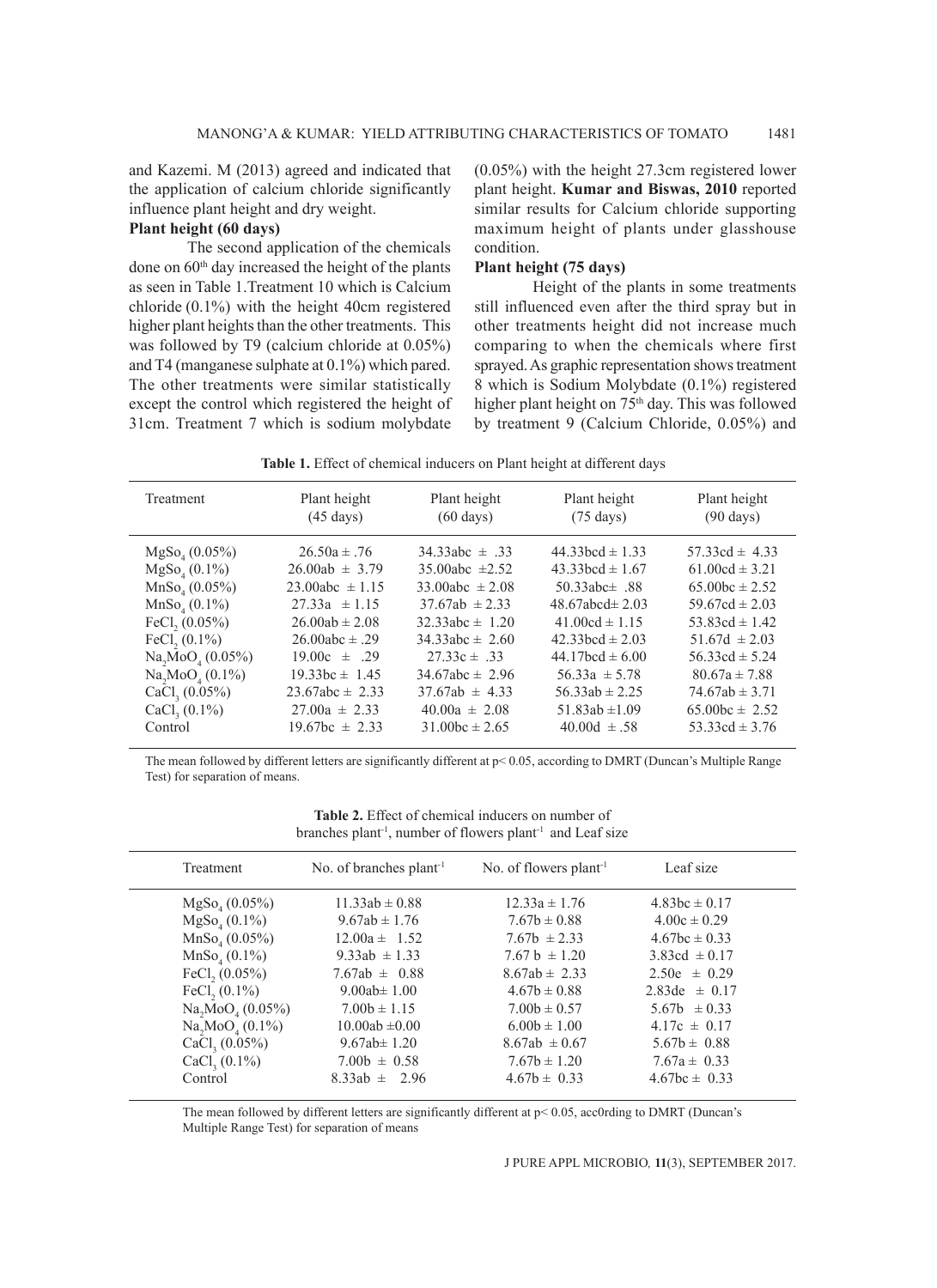and Kazemi. M (2013) agreed and indicated that the application of calcium chloride significantly influence plant height and dry weight.

**Plant height (60 days)**

The second application of the chemicals done on 60th day increased the height of the plants as seen in Table 1.Treatment 10 which is Calcium chloride (0.1%) with the height 40cm registered higher plant heights than the other treatments. This was followed by T9 (calcium chloride at 0.05%) and T4 (manganese sulphate at 0.1%) which pared. The other treatments were similar statistically except the control which registered the height of 31cm. Treatment 7 which is sodium molybdate (0.05%) with the height 27.3cm registered lower plant height. **Kumar and Biswas, 2010** reported similar results for Calcium chloride supporting maximum height of plants under glasshouse condition.

**Plant height (75 days)**

Height of the plants in some treatments still influenced even after the third spray but in other treatments height did not increase much comparing to when the chemicals where first sprayed. As graphic representation shows treatment 8 which is Sodium Molybdate (0.1%) registered higher plant height on 75th day. This was followed by treatment 9 (Calcium Chloride, 0.05%) and

**Table 1.** Effect of chemical inducers on Plant height at different days

| Treatment | Plant height (45 days) | Plant height (60 days) | Plant height (75 days) | Plant height (90 days) |
|---|---|---|---|---|
| $MgSo_4$ (0.05%) | 26.50a ± .76 | 34.33abc ± .33 | 44.33bcd ± 1.33 | 57.33cd ± 4.33 |
| $MgSo_4$ (0.1%) | 26.00ab ± 3.79 | 35.00abc ±2.52 | 43.33bcd ± 1.67 | 61.00cd ± 3.21 |
| $MnSo_4$ (0.05%) | 23.00abc ± 1.15 | 33.00abc ± 2.08 | 50.33abc± .88 | 65.00bc ± 2.52 |
| $MnSo_4$ (0.1%) | 27.33a ± 1.15 | 37.67ab ± 2.33 | 48.67abcd± 2.03 | 59.67cd ± 2.03 |
| $FeCl_2$ (0.05%) | 26.00ab ± 2.08 | 32.33abc ± 1.20 | 41.00cd ± 1.15 | 53.83cd ± 1.42 |
| $FeCl_2$ (0.1%) | 26.00abc ± .29 | 34.33abc ± 2.60 | 42.33bcd ± 2.03 | 51.67d ± 2.03 |
| $Na_2MoO_4$ (0.05%) | 19.00c ± .29 | 27.33c ± .33 | 44.17bcd ± 6.00 | 56.33cd ± 5.24 |
| $Na_2MoO_4$ (0.1%) | 19.33bc ± 1.45 | 34.67abc ± 2.96 | 56.33a ± 5.78 | 80.67a ± 7.88 |
| $CaCl_3$ (0.05%) | 23.67abc ± 2.33 | 37.67ab ± 4.33 | 56.33ab ± 2.25 | 74.67ab ± 3.71 |
| $CaCl_3$ (0.1%) | 27.00a ± 2.33 | 40.00a ± 2.08 | 51.83ab ±1.09 | 65.00bc ± 2.52 |
| Control | 19.67bc ± 2.33 | 31.00bc ± 2.65 | 40.00d ± .58 | 53.33cd ± 3.76 |

The mean followed by different letters are significantly different at $p < 0.05$, according to DMRT (Duncan's Multiple Range Test) for separation of means.

**Table 2.** Effect of chemical inducers on number of branches plant$^{-1}$, number of flowers plant$^{-1}$ and Leaf size

| Treatment | No. of branches plant$^{-1}$ | No. of flowers plant$^{-1}$ | Leaf size |
|---|---|---|---|
| $MgSo_4$ (0.05%) | 11.33ab ± 0.88 | 12.33a ± 1.76 | 4.83bc ± 0.17 |
| $MgSo_4$ (0.1%) | 9.67ab ± 1.76 | 7.67b ± 0.88 | 4.00c ± 0.29 |
| $MnSo_4$ (0.05%) | 12.00a ± 1.52 | 7.67b ± 2.33 | 4.67bc ± 0.33 |
| $MnSo_4$ (0.1%) | 9.33ab ± 1.33 | 7.67 b ± 1.20 | 3.83cd ± 0.17 |
| $FeCl_2$ (0.05%) | 7.67ab ± 0.88 | 8.67ab ± 2.33 | 2.50e ± 0.29 |
| $FeCl_2$ (0.1%) | 9.00ab± 1.00 | 4.67b ± 0.88 | 2.83de ± 0.17 |
| $Na_2MoO_4$ (0.05%) | 7.00b ± 1.15 | 7.00b ± 0.57 | 5.67b ± 0.33 |
| $Na_2MoO_4$ (0.1%) | 10.00ab ±0.00 | 6.00b ± 1.00 | 4.17c ± 0.17 |
| $CaCl_3$ (0.05%) | 9.67ab± 1.20 | 8.67ab ± 0.67 | 5.67b ± 0.88 |
| $CaCl_3$ (0.1%) | 7.00b ± 0.58 | 7.67b ± 1.20 | 7.67a ± 0.33 |
| Control | 8.33ab ± 2.96 | 4.67b ± 0.33 | 4.67bc ± 0.33 |

The mean followed by different letters are significantly different at $p < 0.05$, acc0rding to DMRT (Duncan's Multiple Range Test) for separation of means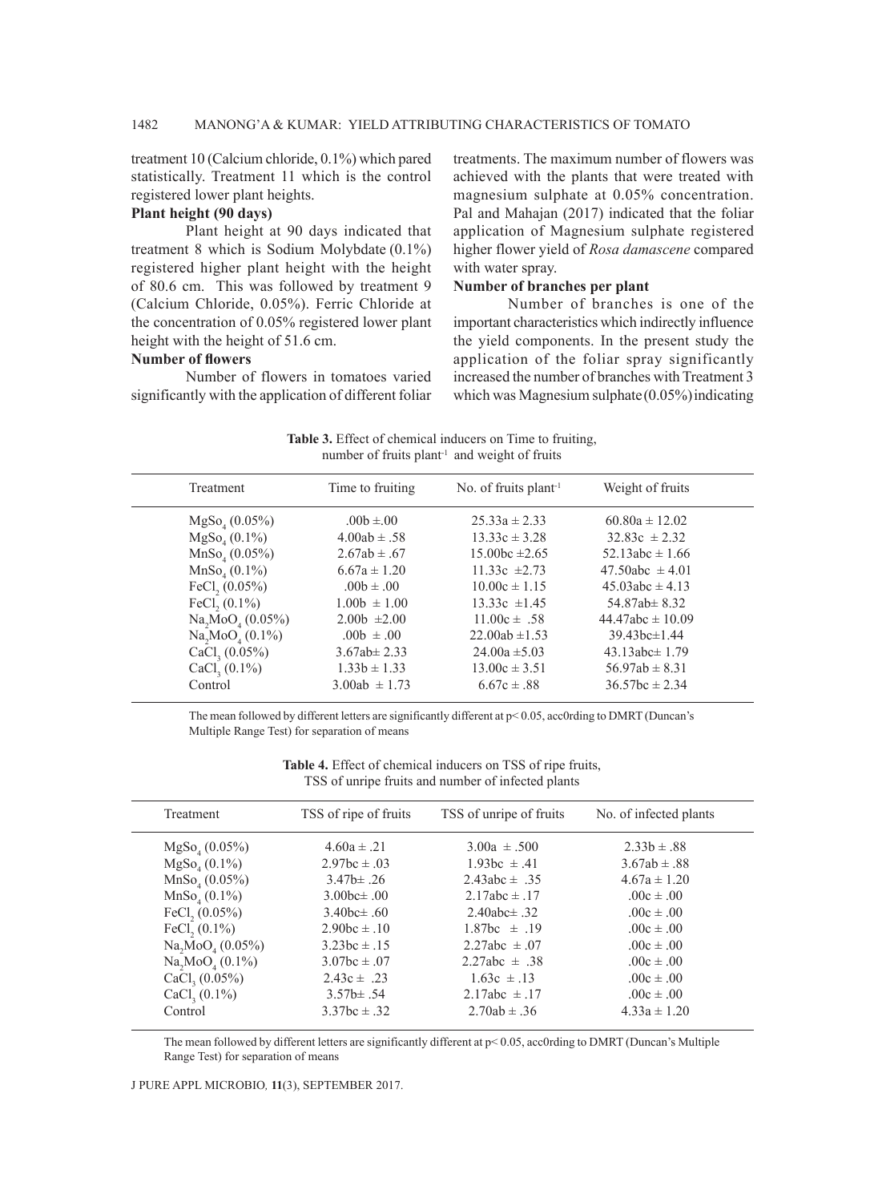treatment 10 (Calcium chloride, 0.1%) which pared statistically. Treatment 11 which is the control registered lower plant heights.

**Plant height (90 days)**

Plant height at 90 days indicated that treatment 8 which is Sodium Molybdate (0.1%) registered higher plant height with the height of 80.6 cm. This was followed by treatment 9 (Calcium Chloride, 0.05%). Ferric Chloride at the concentration of 0.05% registered lower plant height with the height of 51.6 cm.

**Number of flowers**

Number of flowers in tomatoes varied significantly with the application of different foliar treatments. The maximum number of flowers was achieved with the plants that were treated with magnesium sulphate at 0.05% concentration. Pal and Mahajan (2017) indicated that the foliar application of Magnesium sulphate registered higher flower yield of *Rosa damascene* compared with water spray.

**Number of branches per plant**

Number of branches is one of the important characteristics which indirectly influence the yield components. In the present study the application of the foliar spray significantly increased the number of branches with Treatment 3 which was Magnesium sulphate (0.05%) indicating

**Table 3.** Effect of chemical inducers on Time to fruiting, number of fruits plant$^{-1}$ and weight of fruits

| Treatment | Time to fruiting | No. of fruits plant$^{-1}$ | Weight of fruits |
|---|---|---|---|
| $MgSo_4$ (0.05%) | .00b ± .00 | 25.33a ± 2.33 | 60.80a ± 12.02 |
| $MgSo_4$ (0.1%) | 4.00ab ± .58 | 13.33c ± 3.28 | 32.83c ± 2.32 |
| $MnSo_4$ (0.05%) | 2.67ab ± .67 | 15.00bc ±2.65 | 52.13abc ± 1.66 |
| $MnSo_4$ (0.1%) | 6.67a ± 1.20 | 11.33c ±2.73 | 47.50abc ± 4.01 |
| $FeCl_2$ (0.05%) | .00b ± .00 | 10.00c ± 1.15 | 45.03abc ± 4.13 |
| $FeCl_2$ (0.1%) | 1.00b ± 1.00 | 13.33c ±1.45 | 54.87ab± 8.32 |
| $Na_2MoO_4$ (0.05%) | 2.00b ±2.00 | 11.00c ± .58 | 44.47abc ± 10.09 |
| $Na_2MoO_4$ (0.1%) | .00b ± .00 | 22.00ab ±1.53 | 39.43bc±1.44 |
| $CaCl_3$ (0.05%) | 3.67ab± 2.33 | 24.00a ±5.03 | 43.13abc± 1.79 |
| $CaCl_3$ (0.1%) | 1.33b ± 1.33 | 13.00c ± 3.51 | 56.97ab ± 8.31 |
| Control | 3.00ab ± 1.73 | 6.67c ± .88 | 36.57bc ± 2.34 |

The mean followed by different letters are significantly different at $p< 0.05$, acc0rding to DMRT (Duncan's Multiple Range Test) for separation of means

**Table 4.** Effect of chemical inducers on TSS of ripe fruits, TSS of unripe fruits and number of infected plants

| Treatment | TSS of ripe of fruits | TSS of unripe of fruits | No. of infected plants |
|---|---|---|---|
| $MgSo_4$ (0.05%) | 4.60a ± .21 | 3.00a ± .500 | 2.33b ± .88 |
| $MgSo_4$ (0.1%) | 2.97bc ± .03 | 1.93bc ± .41 | 3.67ab ± .88 |
| $MnSo_4$ (0.05%) | 3.47b± .26 | 2.43abc ± .35 | 4.67a ± 1.20 |
| $MnSo_4$ (0.1%) | 3.00bc± .00 | 2.17abc ± .17 | .00c ± .00 |
| $FeCl_2$ (0.05%) | 3.40bc± .60 | 2.40abc± .32 | .00c ± .00 |
| $FeCl_2$ (0.1%) | 2.90bc ± .10 | 1.87bc ± .19 | .00c ± .00 |
| $Na_2MoO_4$ (0.05%) | 3.23bc ± .15 | 2.27abc ± .07 | .00c ± .00 |
| $Na_2MoO_4$ (0.1%) | 3.07bc ± .07 | 2.27abc ± .38 | .00c ± .00 |
| $CaCl_3$ (0.05%) | 2.43c ± .23 | 1.63c ± .13 | .00c ± .00 |
| $CaCl_3$ (0.1%) | 3.57b± .54 | 2.17abc ± .17 | .00c ± .00 |
| Control | 3.37bc ± .32 | 2.70ab ± .36 | 4.33a ± 1.20 |

The mean followed by different letters are significantly different at $p< 0.05$, acc0rding to DMRT (Duncan's Multiple Range Test) for separation of means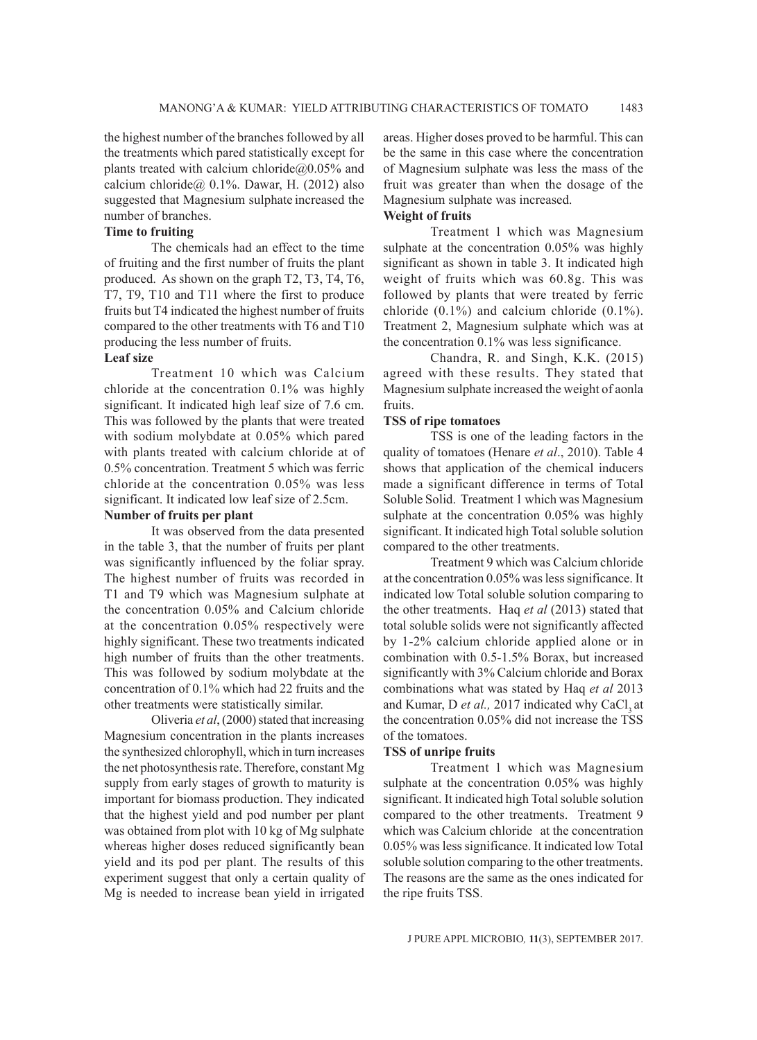the highest number of the branches followed by all the treatments which pared statistically except for plants treated with calcium chloride@0.05% and calcium chloride@ 0.1%. Dawar, H. (2012) also suggested that Magnesium sulphate increased the number of branches.

**Time to fruiting**

The chemicals had an effect to the time of fruiting and the first number of fruits the plant produced. As shown on the graph T2, T3, T4, T6, T7, T9, T10 and T11 where the first to produce fruits but T4 indicated the highest number of fruits compared to the other treatments with T6 and T10 producing the less number of fruits.

**Leaf size**

Treatment 10 which was Calcium chloride at the concentration 0.1% was highly significant. It indicated high leaf size of 7.6 cm. This was followed by the plants that were treated with sodium molybdate at 0.05% which pared with plants treated with calcium chloride at of 0.5% concentration. Treatment 5 which was ferric chloride at the concentration 0.05% was less significant. It indicated low leaf size of 2.5cm.

**Number of fruits per plant**

It was observed from the data presented in the table 3, that the number of fruits per plant was significantly influenced by the foliar spray. The highest number of fruits was recorded in T1 and T9 which was Magnesium sulphate at the concentration 0.05% and Calcium chloride at the concentration 0.05% respectively were highly significant. These two treatments indicated high number of fruits than the other treatments. This was followed by sodium molybdate at the concentration of 0.1% which had 22 fruits and the other treatments were statistically similar.

Oliveria *et al*, (2000) stated that increasing Magnesium concentration in the plants increases the synthesized chlorophyll, which in turn increases the net photosynthesis rate. Therefore, constant Mg supply from early stages of growth to maturity is important for biomass production. They indicated that the highest yield and pod number per plant was obtained from plot with 10 kg of Mg sulphate whereas higher doses reduced significantly bean yield and its pod per plant. The results of this experiment suggest that only a certain quality of Mg is needed to increase bean yield in irrigated areas. Higher doses proved to be harmful. This can be the same in this case where the concentration of Magnesium sulphate was less the mass of the fruit was greater than when the dosage of the Magnesium sulphate was increased.

**Weight of fruits**

Treatment 1 which was Magnesium sulphate at the concentration 0.05% was highly significant as shown in table 3. It indicated high weight of fruits which was 60.8g. This was followed by plants that were treated by ferric chloride (0.1%) and calcium chloride (0.1%). Treatment 2, Magnesium sulphate which was at the concentration 0.1% was less significance.

Chandra, R. and Singh, K.K. (2015) agreed with these results. They stated that Magnesium sulphate increased the weight of aonla fruits.

**TSS of ripe tomatoes**

TSS is one of the leading factors in the quality of tomatoes (Henare *et al*., 2010). Table 4 shows that application of the chemical inducers made a significant difference in terms of Total Soluble Solid. Treatment 1 which was Magnesium sulphate at the concentration 0.05% was highly significant. It indicated high Total soluble solution compared to the other treatments.

Treatment 9 which was Calcium chloride at the concentration 0.05% was less significance. It indicated low Total soluble solution comparing to the other treatments. Haq *et al* (2013) stated that total soluble solids were not significantly affected by 1-2% calcium chloride applied alone or in combination with 0.5-1.5% Borax, but increased significantly with 3% Calcium chloride and Borax combinations what was stated by Haq *et al* 2013 and Kumar, D *et al.,* 2017 indicated why $CaCl_3$ at the concentration 0.05% did not increase the TSS of the tomatoes.

**TSS of unripe fruits**

Treatment 1 which was Magnesium sulphate at the concentration 0.05% was highly significant. It indicated high Total soluble solution compared to the other treatments. Treatment 9 which was Calcium chloride at the concentration 0.05% was less significance. It indicated low Total soluble solution comparing to the other treatments. The reasons are the same as the ones indicated for the ripe fruits TSS.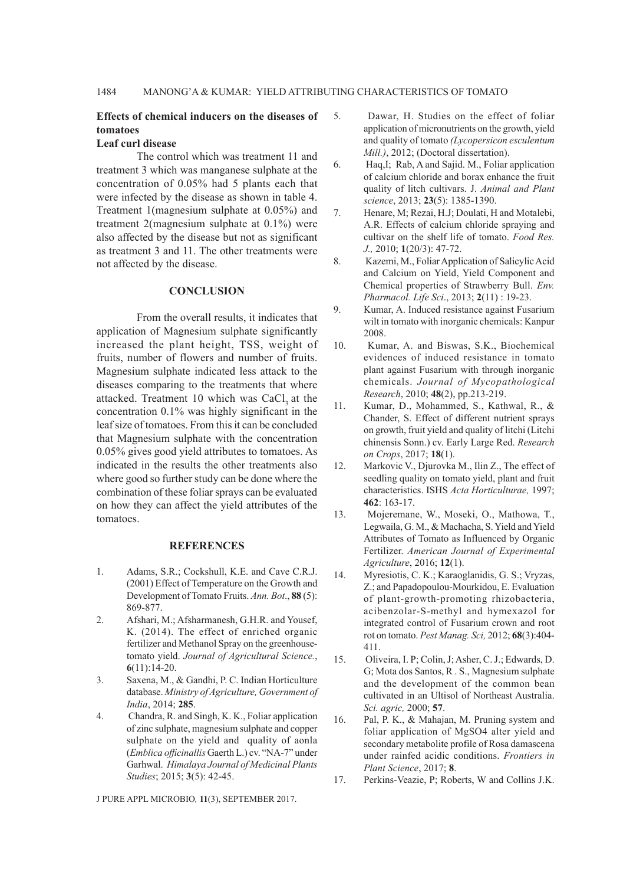### Effects of chemical inducers on the diseases of tomatoes

#### Leaf curl disease

The control which was treatment 11 and treatment 3 which was manganese sulphate at the concentration of 0.05% had 5 plants each that were infected by the disease as shown in table 4. Treatment 1(magnesium sulphate at 0.05%) and treatment 2(magnesium sulphate at 0.1%) were also affected by the disease but not as significant as treatment 3 and 11. The other treatments were not affected by the disease.

## CONCLUSION

From the overall results, it indicates that application of Magnesium sulphate significantly increased the plant height, TSS, weight of fruits, number of flowers and number of fruits. Magnesium sulphate indicated less attack to the diseases comparing to the treatments that where attacked. Treatment 10 which was $CaCl_3$ at the concentration 0.1% was highly significant in the leaf size of tomatoes. From this it can be concluded that Magnesium sulphate with the concentration 0.05% gives good yield attributes to tomatoes. As indicated in the results the other treatments also where good so further study can be done where the combination of these foliar sprays can be evaluated on how they can affect the yield attributes of the tomatoes.

## REFERENCES

1. Adams, S.R.; Cockshull, K.E. and Cave C.R.J. (2001) Effect of Temperature on the Growth and Development of Tomato Fruits. *Ann. Bot*., **88** (5): 869-877.
2. Afshari, M.; Afsharmanesh, G.H.R. and Yousef, K. (2014). The effect of enriched organic fertilizer and Methanol Spray on the greenhouse-tomato yield. *Journal of Agricultural Science.*, **6**(11):14-20.
3. Saxena, M., & Gandhi, P. C. Indian Horticulture database. *Ministry of Agriculture, Government of India*, 2014; **285**.
4. Chandra, R. and Singh, K. K., Foliar application of zinc sulphate, magnesium sulphate and copper sulphate on the yield and quality of aonla (*Emblica officinallis* Gaerth L.) cv. "NA-7" under Garhwal. *Himalaya Journal of Medicinal Plants Studies*; 2015; **3**(5): 42-45.
5. Dawar, H. Studies on the effect of foliar application of micronutrients on the growth, yield and quality of tomato *(Lycopersicon esculentum Mill.)*, 2012; (Doctoral dissertation).
6. Haq,I; Rab, A and Sajid. M., Foliar application of calcium chloride and borax enhance the fruit quality of litch cultivars. J. *Animal and Plant science*, 2013; **23**(5): 1385-1390.
7. Henare, M; Rezai, H.J; Doulati, H and Motalebi, A.R. Effects of calcium chloride spraying and cultivar on the shelf life of tomato. *Food Res. J.,* 2010; **1**(20/3): 47-72.
8. Kazemi, M., Foliar Application of Salicylic Acid and Calcium on Yield, Yield Component and Chemical properties of Strawberry Bull. *Env. Pharmacol. Life Sci*., 2013; **2**(11) : 19-23.
9. Kumar, A. Induced resistance against Fusarium wilt in tomato with inorganic chemicals: Kanpur 2008.
10. Kumar, A. and Biswas, S.K., Biochemical evidences of induced resistance in tomato plant against Fusarium with through inorganic chemicals. *Journal of Mycopathological Research*, 2010; **48**(2), pp.213-219.
11. Kumar, D., Mohammed, S., Kathwal, R., & Chander, S. Effect of different nutrient sprays on growth, fruit yield and quality of litchi (Litchi chinensis Sonn.) cv. Early Large Red. *Research on Crops*, 2017; **18**(1).
12. Markovic V., Djurovka M., Ilin Z., The effect of seedling quality on tomato yield, plant and fruit characteristics. ISHS *Acta Horticulturae,* 1997; **462**: 163-17.
13. Mojeremane, W., Moseki, O., Mathowa, T., Legwaila, G. M., & Machacha, S. Yield and Yield Attributes of Tomato as Influenced by Organic Fertilizer. *American Journal of Experimental Agriculture*, 2016; **12**(1).
14. Myresiotis, C. K.; Karaoglanidis, G. S.; Vryzas, Z.; and Papadopoulou-Mourkidou, E. Evaluation of plant-growth-promoting rhizobacteria, acibenzolar-S-methyl and hymexazol for integrated control of Fusarium crown and root rot on tomato. *Pest Manag. Sci,* 2012; **68**(3):404-411.
15. Oliveira, I. P; Colin, J; Asher, C. J.; Edwards, D. G; Mota dos Santos, R . S., Magnesium sulphate and the development of the common bean cultivated in an Ultisol of Northeast Australia. *Sci. agric,* 2000; **57**.
16. Pal, P. K., & Mahajan, M. Pruning system and foliar application of MgSO4 alter yield and secondary metabolite profile of Rosa damascena under rainfed acidic conditions. *Frontiers in Plant Science*, 2017; **8**.
17. Perkins-Veazie, P; Roberts, W and Collins J.K.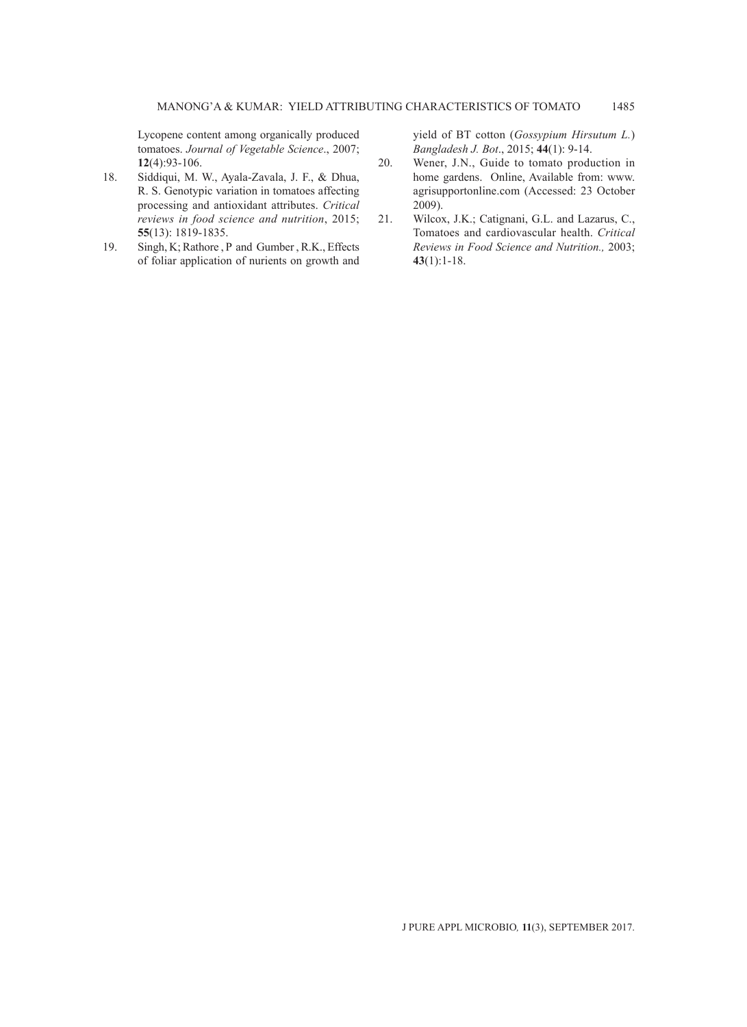Lycopene content among organically produced tomatoes. *Journal of Vegetable Science*., 2007; **12**(4):93-106.

18. Siddiqui, M. W., Ayala-Zavala, J. F., & Dhua, R. S. Genotypic variation in tomatoes affecting processing and antioxidant attributes. *Critical reviews in food science and nutrition*, 2015; **55**(13): 1819-1835.
19. Singh, K; Rathore , P and Gumber , R.K., Effects of foliar application of nurients on growth and yield of BT cotton (*Gossypium Hirsutum L.*) *Bangladesh J. Bot*., 2015; **44**(1): 9-14.
20. Wener, J.N., Guide to tomato production in home gardens. Online, Available from: www.agrisupportonline.com (Accessed: 23 October 2009).
21. Wilcox, J.K.; Catignani, G.L. and Lazarus, C., Tomatoes and cardiovascular health. *Critical Reviews in Food Science and Nutrition.,* 2003; **43**(1):1-18.